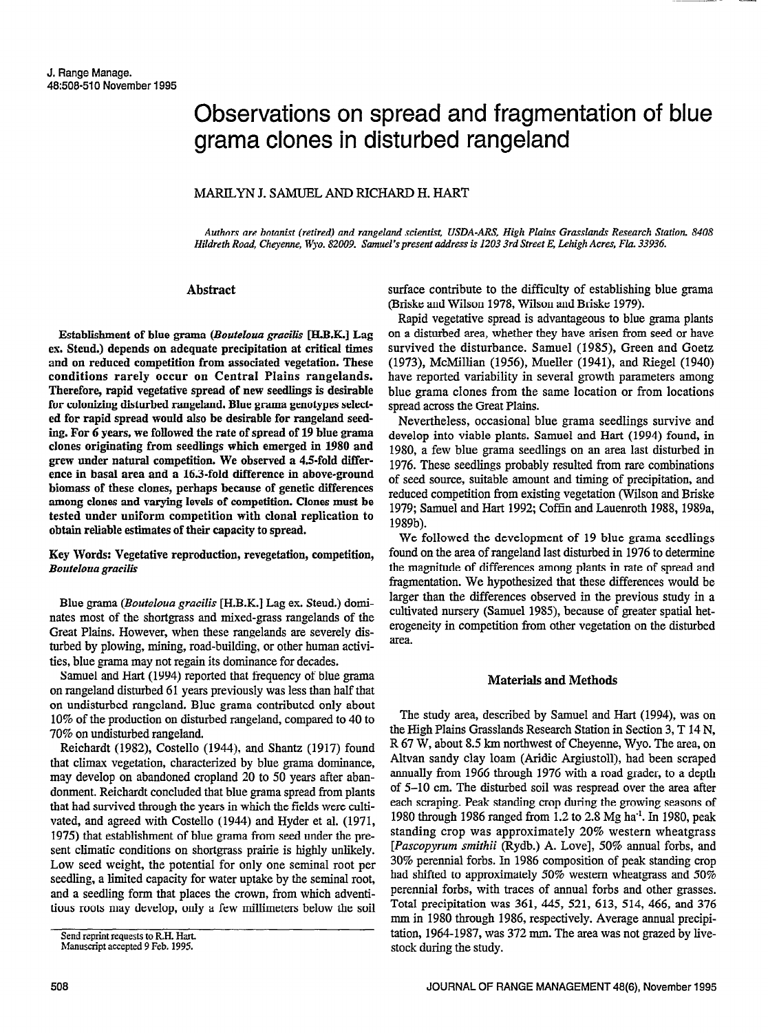# Observations on spread and fragmentation of blue grama clones in disturbed rangeland

MARILYN J. SAMUEL AND RICHARD H. HART

*Authors are botanist (retired) and rangeland scientist, USDA-ARS, High Plains Grasslands Research Station, 8408 Hildreth Road, Cheyenne, Wyo. 82009. Samuel's present address is 1203 3rd Street E, Lehigh Acres, Fla. 33936.*

## Abstract

**Establishment of blue grama (*Bouteloua gracilis* [H.B.K.] Lag ex. Steud.) depends on adequate precipitation at critical times and on reduced competition from associated vegetation. These conditions rarely occur on Central Plains rangelands. Therefore, rapid vegetative spread of new seedlings is desirable for colonizing disturbed rangeland. Blue grama genotypes selected for rapid spread would also be desirable for rangeland seeding. For 6 years, we followed the rate of spread of 19 blue grama clones originating from seedlings which emerged in 1980 and grew under natural competition. We observed a 4.5-fold difference in basal area and a 16.3-fold difference in above-ground biomass of these clones, perhaps because of genetic differences among clones and varying levels of competition. Clones must be tested under uniform competition with clonal replication to obtain reliable estimates of their capacity to spread.**

**Key Words: Vegetative reproduction, revegetation, competition, *Bouteloua gracilis***

Blue grama (*Bouteloua gracilis* [H.B.K.] Lag ex. Steud.) dominates most of the shortgrass and mixed-grass rangelands of the Great Plains. However, when these rangelands are severely disturbed by plowing, mining, road-building, or other human activities, blue grama may not regain its dominance for decades.

Samuel and Hart (1994) reported that frequency of blue grama on rangeland disturbed 61 years previously was less than half that on undisturbed rangeland. Blue grama contributed only about 10% of the production on disturbed rangeland, compared to 40 to 70% on undisturbed rangeland.

Reichardt (1982), Costello (1944), and Shantz (1917) found that climax vegetation, characterized by blue grama dominance, may develop on abandoned cropland 20 to 50 years after abandonment. Reichardt concluded that blue grama spread from plants that had survived through the years in which the fields were cultivated, and agreed with Costello (1944) and Hyder et al. (1971, 1975) that establishment of blue grama from seed under the present climatic conditions on shortgrass prairie is highly unlikely. Low seed weight, the potential for only one seminal root per seedling, a limited capacity for water uptake by the seminal root, and a seedling form that places the crown, from which adventitious roots may develop, only a few millimeters below the soil surface contribute to the difficulty of establishing blue grama (Briske and Wilson 1978, Wilson and Briske 1979).

Rapid vegetative spread is advantageous to blue grama plants on a disturbed area, whether they have arisen from seed or have survived the disturbance. Samuel (1985), Green and Goetz (1973), McMillian (1956), Mueller (1941), and Riegel (1940) have reported variability in several growth parameters among blue grama clones from the same location or from locations spread across the Great Plains.

Nevertheless, occasional blue grama seedlings survive and develop into viable plants. Samuel and Hart (1994) found, in 1980, a few blue grama seedlings on an area last disturbed in 1976. These seedlings probably resulted from rare combinations of seed source, suitable amount and timing of precipitation, and reduced competition from existing vegetation (Wilson and Briske 1979; Samuel and Hart 1992; Coffin and Lauenroth 1988, 1989a, 1989b).

We followed the development of 19 blue grama seedlings found on the area of rangeland last disturbed in 1976 to determine the magnitude of differences among plants in rate of spread and fragmentation. We hypothesized that these differences would be larger than the differences observed in the previous study in a cultivated nursery (Samuel 1985), because of greater spatial heterogeneity in competition from other vegetation on the disturbed area.

## Materials and Methods

The study area, described by Samuel and Hart (1994), was on the High Plains Grasslands Research Station in Section 3, T 14 N, R 67 W, about 8.5 km northwest of Cheyenne, Wyo. The area, on Altvan sandy clay loam (Aridic Argiustoll), had been scraped annually from 1966 through 1976 with a road grader, to a depth of 5–10 cm. The disturbed soil was respread over the area after each scraping. Peak standing crop during the growing seasons of 1980 through 1986 ranged from 1.2 to 2.8 Mg ha$^{-1}$. In 1980, peak standing crop was approximately 20% western wheatgrass [*Pascopyrum smithii* (Rydb.) A. Love], 50% annual forbs, and 30% perennial forbs. In 1986 composition of peak standing crop had shifted to approximately 50% western wheatgrass and 50% perennial forbs, with traces of annual forbs and other grasses. Total precipitation was 361, 445, 521, 613, 514, 466, and 376 mm in 1980 through 1986, respectively. Average annual precipitation, 1964-1987, was 372 mm. The area was not grazed by livestock during the study.

Send reprint requests to R.H. Hart.
Manuscript accepted 9 Feb. 1995.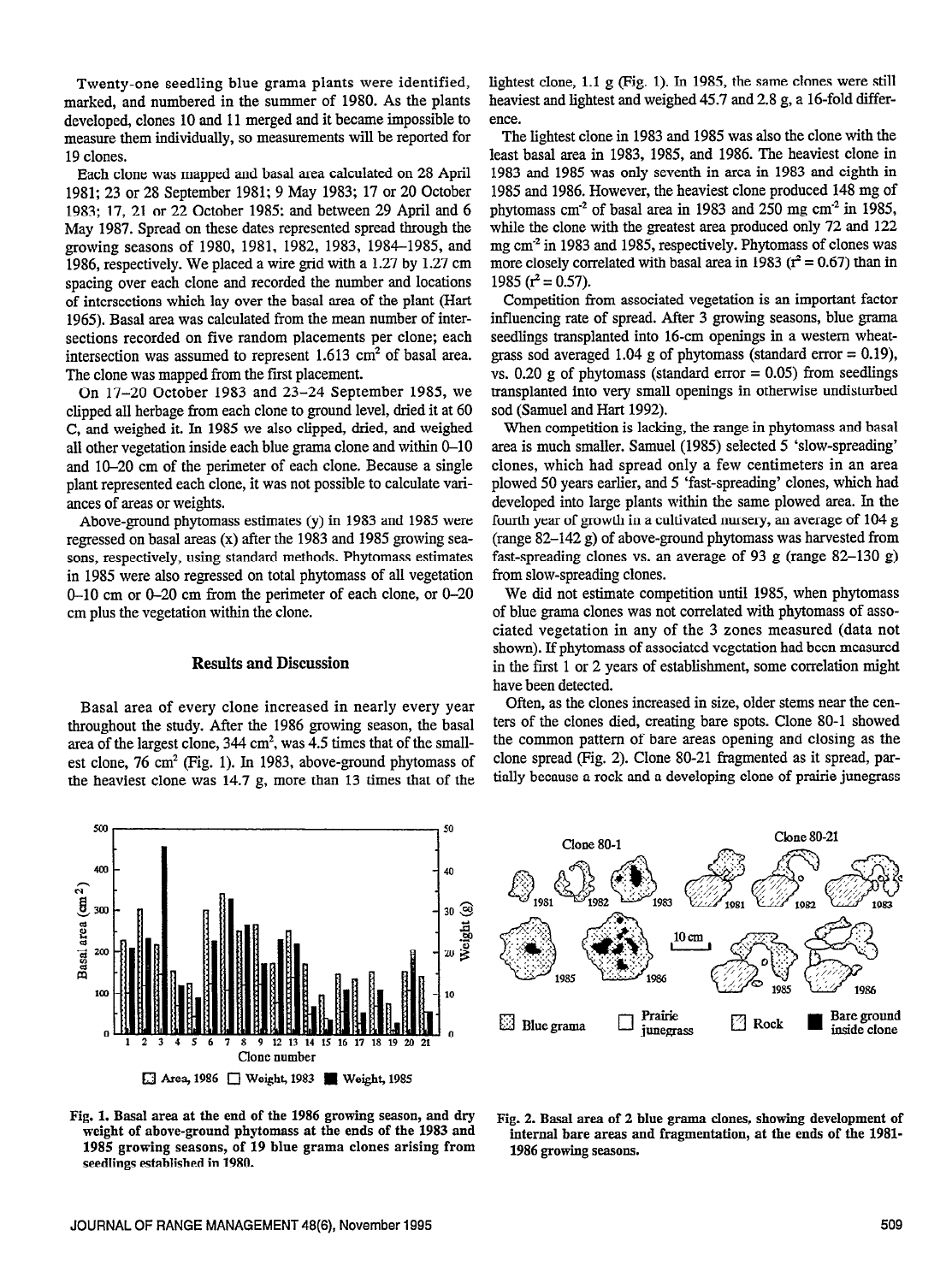Twenty-one seedling blue grama plants were identified, marked, and numbered in the summer of 1980. As the plants developed, clones 10 and 11 merged and it became impossible to measure them individually, so measurements will be reported for 19 clones.

Each clone was mapped and basal area calculated on 28 April 1981; 23 or 28 September 1981; 9 May 1983; 17 or 20 October 1983; 17, 21 or 22 October 1985; and between 29 April and 6 May 1987. Spread on these dates represented spread through the growing seasons of 1980, 1981, 1982, 1983, 1984–1985, and 1986, respectively. We placed a wire grid with a 1.27 by 1.27 cm spacing over each clone and recorded the number and locations of intersections which lay over the basal area of the plant (Hart 1965). Basal area was calculated from the mean number of intersections recorded on five random placements per clone; each intersection was assumed to represent 1.613 cm$^2$ of basal area. The clone was mapped from the first placement.

On 17–20 October 1983 and 23–24 September 1985, we clipped all herbage from each clone to ground level, dried it at 60 C, and weighed it. In 1985 we also clipped, dried, and weighed all other vegetation inside each blue grama clone and within 0–10 and 10–20 cm of the perimeter of each clone. Because a single plant represented each clone, it was not possible to calculate variances of areas or weights.

Above-ground phytomass estimates (y) in 1983 and 1985 were regressed on basal areas (x) after the 1983 and 1985 growing seasons, respectively, using standard methods. Phytomass estimates in 1985 were also regressed on total phytomass of all vegetation 0–10 cm or 0–20 cm from the perimeter of each clone, or 0–20 cm plus the vegetation within the clone.

## Results and Discussion

Basal area of every clone increased in nearly every year throughout the study. After the 1986 growing season, the basal area of the largest clone, 344 cm$^2$, was 4.5 times that of the smallest clone, 76 cm$^2$ (Fig. 1). In 1983, above-ground phytomass of the heaviest clone was 14.7 g, more than 13 times that of the lightest clone, 1.1 g (Fig. 1). In 1985, the same clones were still heaviest and lightest and weighed 45.7 and 2.8 g, a 16-fold difference.

The lightest clone in 1983 and 1985 was also the clone with the least basal area in 1983, 1985, and 1986. The heaviest clone in 1983 and 1985 was only seventh in area in 1983 and eighth in 1985 and 1986. However, the heaviest clone produced 148 mg of phytomass cm$^{-2}$ of basal area in 1983 and 250 mg cm$^{-2}$ in 1985, while the clone with the greatest area produced only 72 and 122 mg cm$^{-2}$ in 1983 and 1985, respectively. Phytomass of clones was more closely correlated with basal area in 1983 ($r^2 = 0.67$) than in 1985 ($r^2 = 0.57$).

Competition from associated vegetation is an important factor influencing rate of spread. After 3 growing seasons, blue grama seedlings transplanted into 16-cm openings in a western wheatgrass sod averaged 1.04 g of phytomass (standard error = 0.19), vs. 0.20 g of phytomass (standard error = 0.05) from seedlings transplanted into very small openings in otherwise undisturbed sod (Samuel and Hart 1992).

When competition is lacking, the range in phytomass and basal area is much smaller. Samuel (1985) selected 5 'slow-spreading' clones, which had spread only a few centimeters in an area plowed 50 years earlier, and 5 'fast-spreading' clones, which had developed into large plants within the same plowed area. In the fourth year of growth in a cultivated nursery, an average of 104 g (range 82–142 g) of above-ground phytomass was harvested from fast-spreading clones vs. an average of 93 g (range 82–130 g) from slow-spreading clones.

We did not estimate competition until 1985, when phytomass of blue grama clones was not correlated with phytomass of associated vegetation in any of the 3 zones measured (data not shown). If phytomass of associated vegetation had been measured in the first 1 or 2 years of establishment, some correlation might have been detected.

Often, as the clones increased in size, older stems near the centers of the clones died, creating bare spots. Clone 80-1 showed the common pattern of bare areas opening and closing as the clone spread (Fig. 2). Clone 80-21 fragmented as it spread, partially because a rock and a developing clone of prairie junegrass

Fig. 1. Basal area at the end of the 1986 growing season, and dry weight of above-ground phytomass at the ends of the 1983 and 1985 growing seasons, of 19 blue grama clones arising from seedlings established in 1980.

Fig. 2. Basal area of 2 blue grama clones, showing development of internal bare areas and fragmentation, at the ends of the 1981-1986 growing seasons.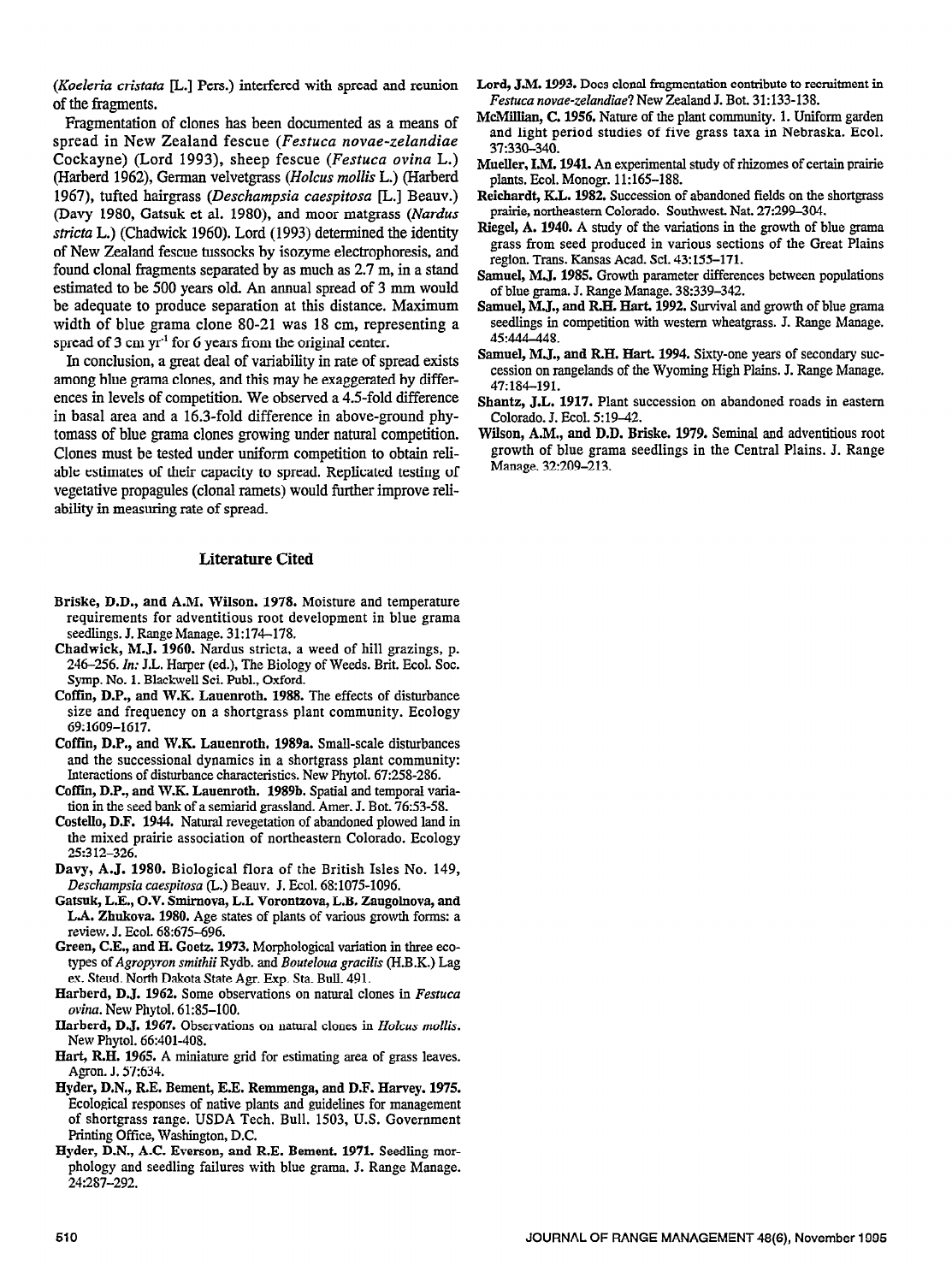(*Koeleria cristata* [L.] Pers.) interfered with spread and reunion of the fragments.

Fragmentation of clones has been documented as a means of spread in New Zealand fescue (*Festuca novae-zelandiae* Cockayne) (Lord 1993), sheep fescue (*Festuca ovina* L.) (Harberd 1962), German velvetgrass (*Holcus mollis* L.) (Harberd 1967), tufted hairgrass (*Deschampsia caespitosa* [L.] Beauv.) (Davy 1980, Gatsuk et al. 1980), and moor matgrass (*Nardus stricta* L.) (Chadwick 1960). Lord (1993) determined the identity of New Zealand fescue tussocks by isozyme electrophoresis, and found clonal fragments separated by as much as 2.7 m, in a stand estimated to be 500 years old. An annual spread of 3 mm would be adequate to produce separation at this distance. Maximum width of blue grama clone 80-21 was 18 cm, representing a spread of 3 cm $yr^{-1}$ for 6 years from the original center.

In conclusion, a great deal of variability in rate of spread exists among blue grama clones, and this may be exaggerated by differences in levels of competition. We observed a 4.5-fold difference in basal area and a 16.3-fold difference in above-ground phytomass of blue grama clones growing under natural competition. Clones must be tested under uniform competition to obtain reliable estimates of their capacity to spread. Replicated testing of vegetative propagules (clonal ramets) would further improve reliability in measuring rate of spread.

## Literature Cited

**Briske, D.D., and A.M. Wilson. 1978.** Moisture and temperature requirements for adventitious root development in blue grama seedlings. J. Range Manage. 31:174–178.

**Chadwick, M.J. 1960.** Nardus stricta, a weed of hill grazings, p. 246–256. *In:* J.L. Harper (ed.), The Biology of Weeds. Brit. Ecol. Soc. Symp. No. 1. Blackwell Sci. Publ., Oxford.

**Coffin, D.P., and W.K. Lauenroth. 1988.** The effects of disturbance size and frequency on a shortgrass plant community. Ecology 69:1609–1617.

**Coffin, D.P., and W.K. Lauenroth. 1989a.** Small-scale disturbances and the successional dynamics in a shortgrass plant community: Interactions of disturbance characteristics. New Phytol. 67:258-286.

**Coffin, D.P., and W.K. Lauenroth. 1989b.** Spatial and temporal variation in the seed bank of a semiarid grassland. Amer. J. Bot. 76:53-58.

**Costello, D.F. 1944.** Natural revegetation of abandoned plowed land in the mixed prairie association of northeastern Colorado. Ecology 25:312–326.

**Davy, A.J. 1980.** Biological flora of the British Isles No. 149, *Deschampsia caespitosa* (L.) Beauv. J. Ecol. 68:1075-1096.

**Gatsuk, L.E., O.V. Smirnova, L.I. Vorontzova, L.B. Zaugolnova, and L.A. Zhukova. 1980.** Age states of plants of various growth forms: a review. J. Ecol. 68:675–696.

**Green, C.E., and H. Goetz. 1973.** Morphological variation in three ecotypes of *Agropyron smithii* Rydb. and *Bouteloua gracilis* (H.B.K.) Lag ex. Steud. North Dakota State Agr. Exp. Sta. Bull. 491.

**Harberd, D.J. 1962.** Some observations on natural clones in *Festuca ovina*. New Phytol. 61:85–100.

**Harberd, D.J. 1967.** Observations on natural clones in *Holcus mollis*. New Phytol. 66:401-408.

**Hart, R.H. 1965.** A miniature grid for estimating area of grass leaves. Agron. J. 57:634.

**Hyder, D.N., R.E. Bement, E.E. Remmenga, and D.F. Harvey. 1975.** Ecological responses of native plants and guidelines for management of shortgrass range. USDA Tech. Bull. 1503, U.S. Government Printing Office, Washington, D.C.

**Hyder, D.N., A.C. Everson, and R.E. Bement. 1971.** Seedling morphology and seedling failures with blue grama. J. Range Manage. 24:287–292.

**Lord, J.M. 1993.** Does clonal fragmentation contribute to recruitment in *Festuca novae-zelandiae*? New Zealand J. Bot. 31:133-138.

**McMillian, C. 1956.** Nature of the plant community. 1. Uniform garden and light period studies of five grass taxa in Nebraska. Ecol. 37:330–340.

**Mueller, I.M. 1941.** An experimental study of rhizomes of certain prairie plants. Ecol. Monogr. 11:165–188.

**Reichardt, K.L. 1982.** Succession of abandoned fields on the shortgrass prairie, northeastern Colorado. Southwest. Nat. 27:299–304.

**Riegel, A. 1940.** A study of the variations in the growth of blue grama grass from seed produced in various sections of the Great Plains region. Trans. Kansas Acad. Sci. 43:155–171.

**Samuel, M.J. 1985.** Growth parameter differences between populations of blue grama. J. Range Manage. 38:339–342.

**Samuel, M.J., and R.H. Hart. 1992.** Survival and growth of blue grama seedlings in competition with western wheatgrass. J. Range Manage. 45:444–448.

**Samuel, M.J., and R.H. Hart. 1994.** Sixty-one years of secondary succession on rangelands of the Wyoming High Plains. J. Range Manage. 47:184–191.

**Shantz, J.L. 1917.** Plant succession on abandoned roads in eastern Colorado. J. Ecol. 5:19–42.

**Wilson, A.M., and D.D. Briske. 1979.** Seminal and adventitious root growth of blue grama seedlings in the Central Plains. J. Range Manage. 32:209–213.